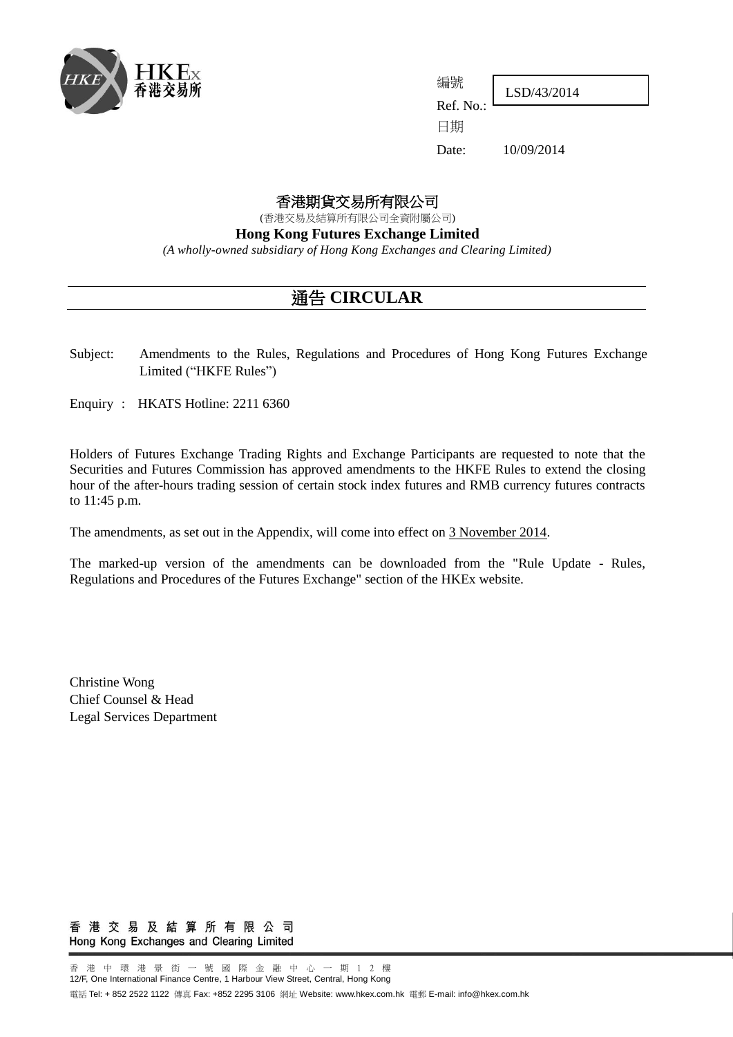HKEx 香港交易所

編號 Ref. No.: LSD/43/2014

日期 Date: 10/09/2014

# 香港期貨交易所有限公司

(香港交易及結算所有限公司全資附屬公司)

**Hong Kong Futures Exchange Limited**

*(A wholly-owned subsidiary of Hong Kong Exchanges and Clearing Limited)*

## 通告 CIRCULAR

Subject: Amendments to the Rules, Regulations and Procedures of Hong Kong Futures Exchange Limited ("HKFE Rules")

Enquiry : HKATS Hotline: 2211 6360

Holders of Futures Exchange Trading Rights and Exchange Participants are requested to note that the Securities and Futures Commission has approved amendments to the HKFE Rules to extend the closing hour of the after-hours trading session of certain stock index futures and RMB currency futures contracts to 11:45 p.m.

The amendments, as set out in the Appendix, will come into effect on 3 November 2014.

The marked-up version of the amendments can be downloaded from the "Rule Update - Rules, Regulations and Procedures of the Futures Exchange" section of the HKEx website.

Christine Wong
Chief Counsel & Head
Legal Services Department

香港交易及結算所有限公司
Hong Kong Exchanges and Clearing Limited

香港中環港景街一號國際金融中心一期12樓
12/F, One International Finance Centre, 1 Harbour View Street, Central, Hong Kong

電話 Tel: + 852 2522 1122 傳真 Fax: +852 2295 3106 網址 Website: www.hkex.com.hk 電郵 E-mail: info@hkex.com.hk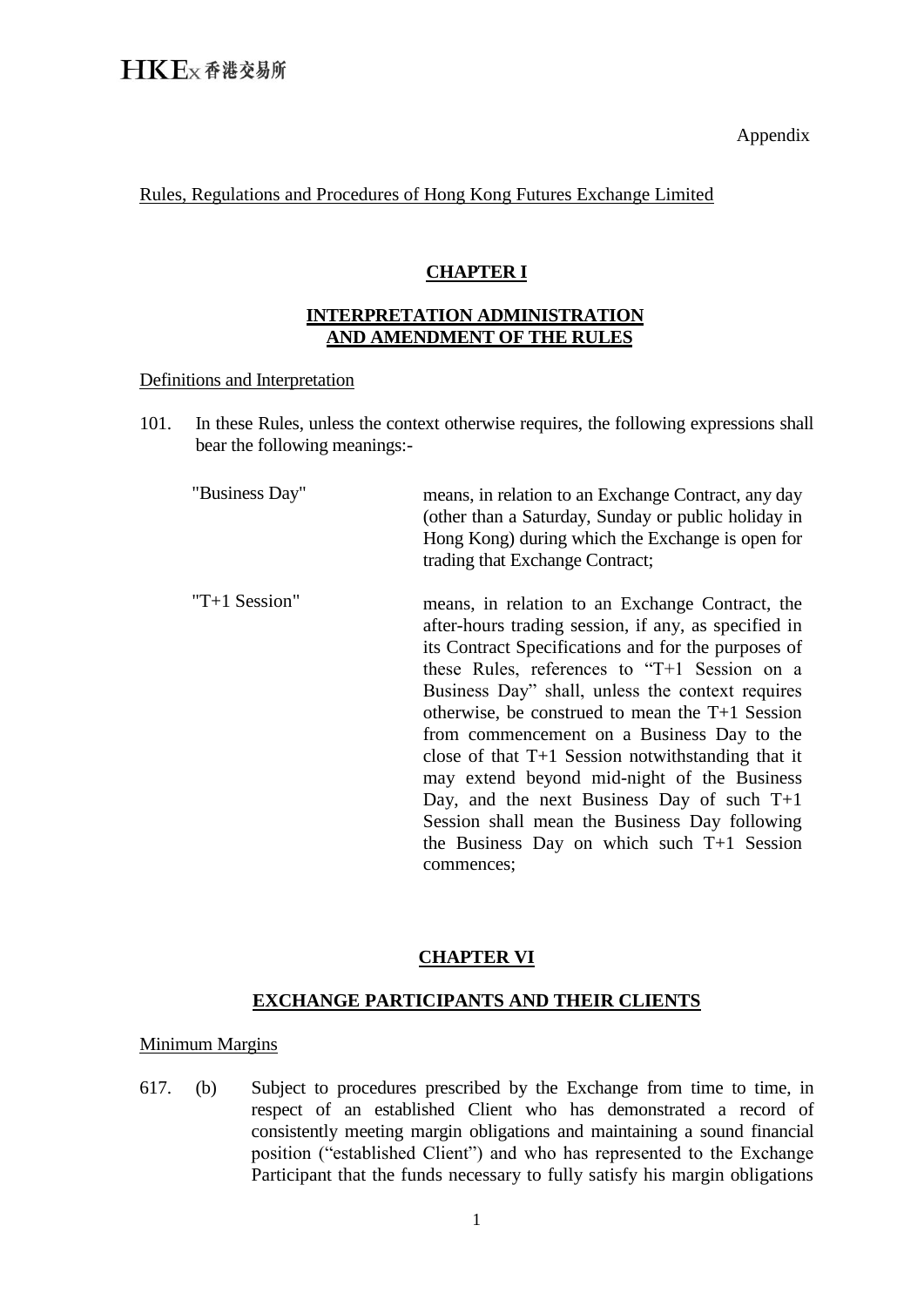Appendix

Rules, Regulations and Procedures of Hong Kong Futures Exchange Limited

## CHAPTER I

### INTERPRETATION ADMINISTRATION AND AMENDMENT OF THE RULES

Definitions and Interpretation

101. In these Rules, unless the context otherwise requires, the following expressions shall bear the following meanings:-

| | |
|---|---|
| "Business Day" | means, in relation to an Exchange Contract, any day (other than a Saturday, Sunday or public holiday in Hong Kong) during which the Exchange is open for trading that Exchange Contract; |
| "T+1 Session" | means, in relation to an Exchange Contract, the after-hours trading session, if any, as specified in its Contract Specifications and for the purposes of these Rules, references to "T+1 Session on a Business Day" shall, unless the context requires otherwise, be construed to mean the T+1 Session from commencement on a Business Day to the close of that T+1 Session notwithstanding that it may extend beyond mid-night of the Business Day, and the next Business Day of such T+1 Session shall mean the Business Day following the Business Day on which such T+1 Session commences; |

## CHAPTER VI

### EXCHANGE PARTICIPANTS AND THEIR CLIENTS

Minimum Margins

617. (b) Subject to procedures prescribed by the Exchange from time to time, in respect of an established Client who has demonstrated a record of consistently meeting margin obligations and maintaining a sound financial position ("established Client") and who has represented to the Exchange Participant that the funds necessary to fully satisfy his margin obligations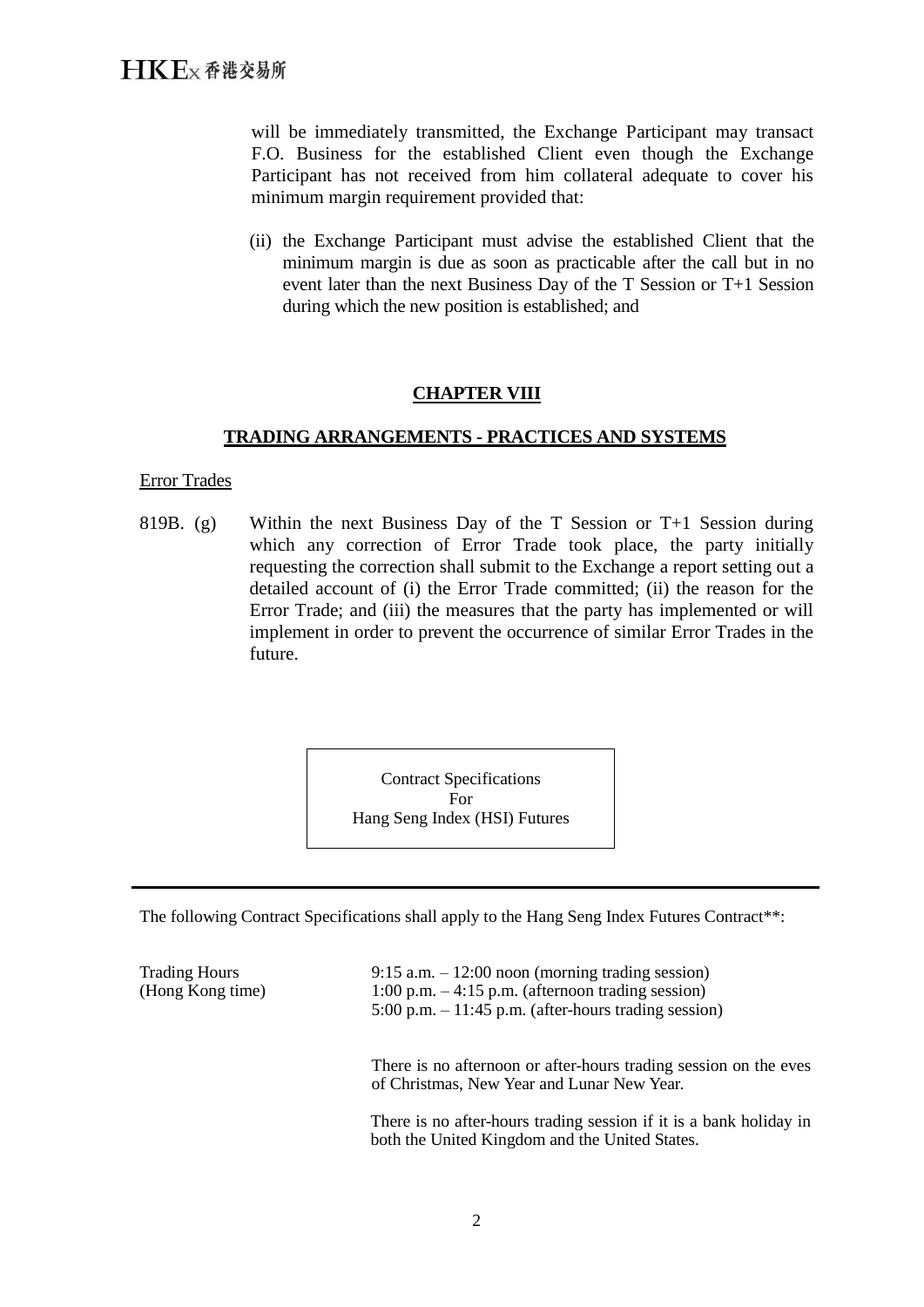will be immediately transmitted, the Exchange Participant may transact F.O. Business for the established Client even though the Exchange Participant has not received from him collateral adequate to cover his minimum margin requirement provided that:

(ii) the Exchange Participant must advise the established Client that the minimum margin is due as soon as practicable after the call but in no event later than the next Business Day of the T Session or T+1 Session during which the new position is established; and

## CHAPTER VIII

## TRADING ARRANGEMENTS - PRACTICES AND SYSTEMS

Error Trades

819B. (g) Within the next Business Day of the T Session or T+1 Session during which any correction of Error Trade took place, the party initially requesting the correction shall submit to the Exchange a report setting out a detailed account of (i) the Error Trade committed; (ii) the reason for the Error Trade; and (iii) the measures that the party has implemented or will implement in order to prevent the occurrence of similar Error Trades in the future.

Contract Specifications
For
Hang Seng Index (HSI) Futures

---

The following Contract Specifications shall apply to the Hang Seng Index Futures Contract**:

| | |
|---|---|
| Trading Hours (Hong Kong time) | 9:15 a.m. – 12:00 noon (morning trading session)<br>1:00 p.m. – 4:15 p.m. (afternoon trading session)<br>5:00 p.m. – 11:45 p.m. (after-hours trading session)<br><br>There is no afternoon or after-hours trading session on the eves of Christmas, New Year and Lunar New Year.<br><br>There is no after-hours trading session if it is a bank holiday in both the United Kingdom and the United States. |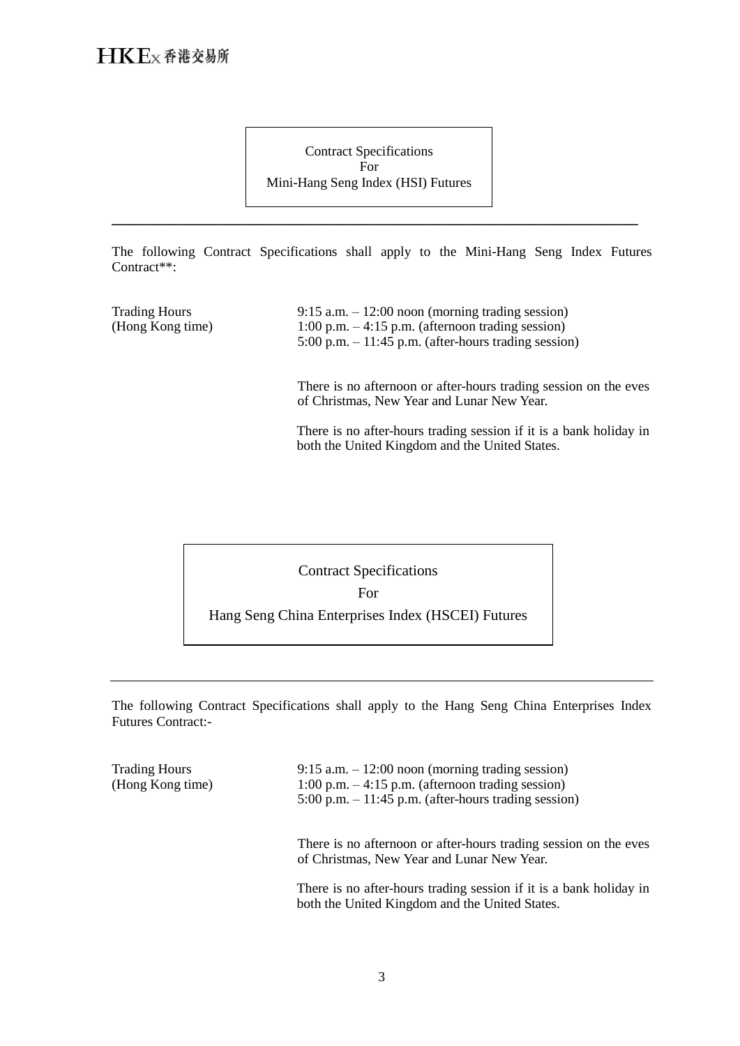## Contract Specifications For Mini-Hang Seng Index (HSI) Futures

---

The following Contract Specifications shall apply to the Mini-Hang Seng Index Futures Contract**:

| | |
|---|---|
| Trading Hours (Hong Kong time) | 9:15 a.m. – 12:00 noon (morning trading session)<br>1:00 p.m. – 4:15 p.m. (afternoon trading session)<br>5:00 p.m. – 11:45 p.m. (after-hours trading session)<br><br>There is no afternoon or after-hours trading session on the eves of Christmas, New Year and Lunar New Year.<br><br>There is no after-hours trading session if it is a bank holiday in both the United Kingdom and the United States. |

## Contract Specifications For Hang Seng China Enterprises Index (HSCEI) Futures

---

The following Contract Specifications shall apply to the Hang Seng China Enterprises Index Futures Contract:-

| | |
|---|---|
| Trading Hours (Hong Kong time) | 9:15 a.m. – 12:00 noon (morning trading session)<br>1:00 p.m. – 4:15 p.m. (afternoon trading session)<br>5:00 p.m. – 11:45 p.m. (after-hours trading session)<br><br>There is no afternoon or after-hours trading session on the eves of Christmas, New Year and Lunar New Year.<br><br>There is no after-hours trading session if it is a bank holiday in both the United Kingdom and the United States. |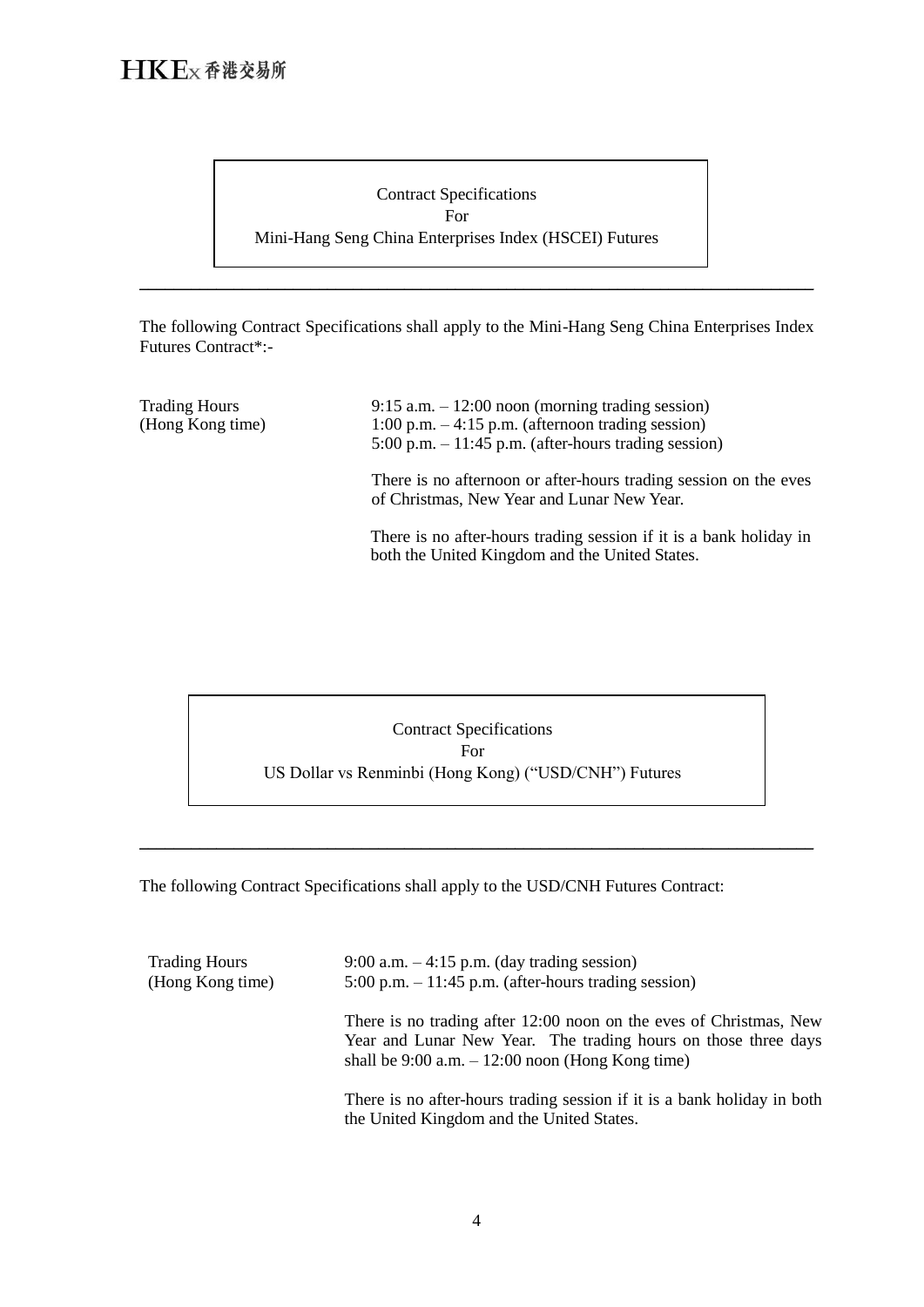## Contract Specifications For Mini-Hang Seng China Enterprises Index (HSCEI) Futures

---

The following Contract Specifications shall apply to the Mini-Hang Seng China Enterprises Index Futures Contract*:-

| | |
|---|---|
| Trading Hours (Hong Kong time) | 9:15 a.m. – 12:00 noon (morning trading session)<br>1:00 p.m. – 4:15 p.m. (afternoon trading session)<br>5:00 p.m. – 11:45 p.m. (after-hours trading session)<br><br>There is no afternoon or after-hours trading session on the eves of Christmas, New Year and Lunar New Year.<br><br>There is no after-hours trading session if it is a bank holiday in both the United Kingdom and the United States. |

## Contract Specifications For US Dollar vs Renminbi (Hong Kong) ("USD/CNH") Futures

---

The following Contract Specifications shall apply to the USD/CNH Futures Contract:

| | |
|---|---|
| Trading Hours (Hong Kong time) | 9:00 a.m. – 4:15 p.m. (day trading session)<br>5:00 p.m. – 11:45 p.m. (after-hours trading session)<br><br>There is no trading after 12:00 noon on the eves of Christmas, New Year and Lunar New Year. The trading hours on those three days shall be 9:00 a.m. – 12:00 noon (Hong Kong time)<br><br>There is no after-hours trading session if it is a bank holiday in both the United Kingdom and the United States. |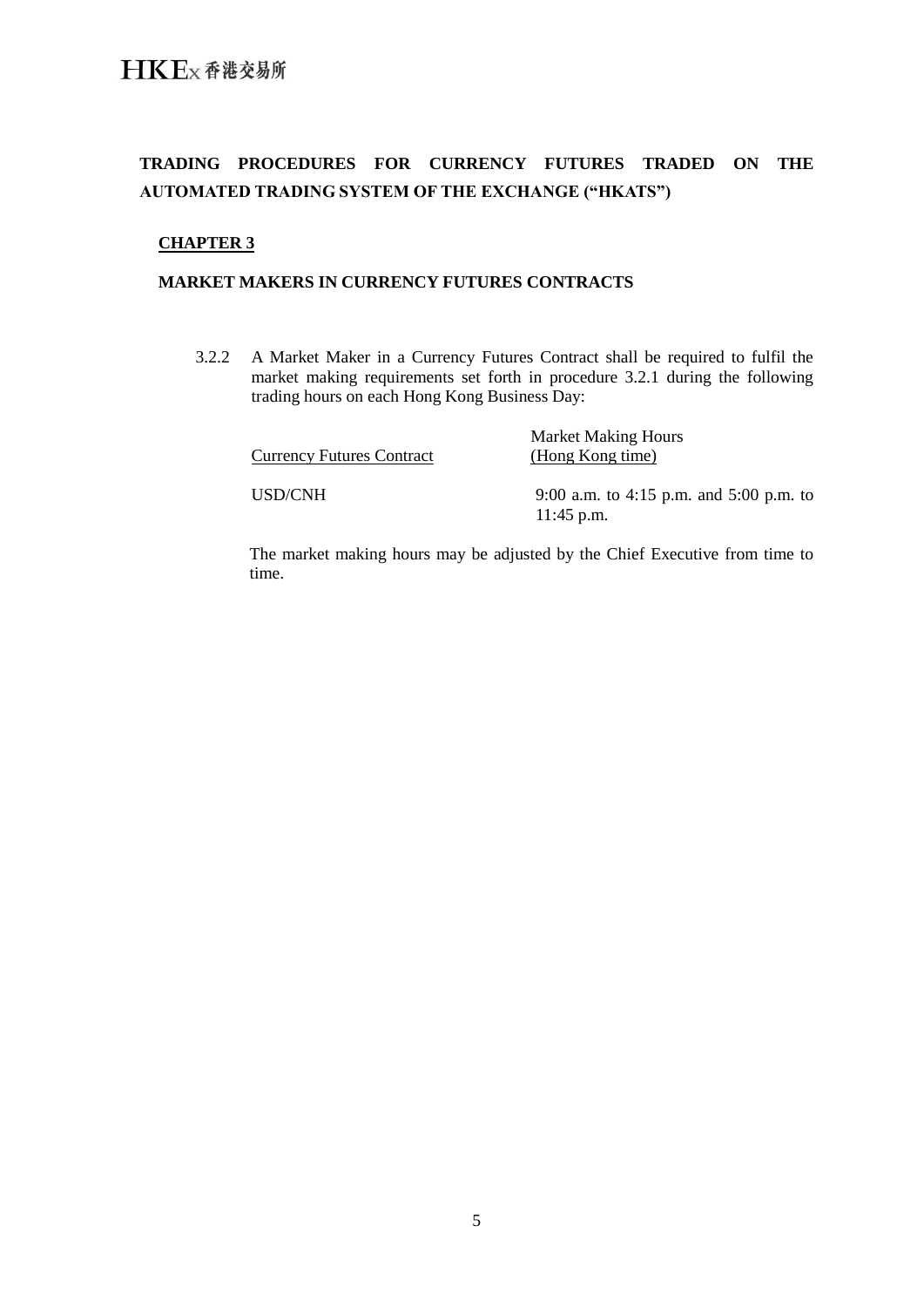**TRADING PROCEDURES FOR CURRENCY FUTURES TRADED ON THE AUTOMATED TRADING SYSTEM OF THE EXCHANGE ("HKATS")**

**CHAPTER 3**

**MARKET MAKERS IN CURRENCY FUTURES CONTRACTS**

3.2.2 A Market Maker in a Currency Futures Contract shall be required to fulfil the market making requirements set forth in procedure 3.2.1 during the following trading hours on each Hong Kong Business Day:

| Currency Futures Contract | Market Making Hours (Hong Kong time) |
|---|---|
| USD/CNH | 9:00 a.m. to 4:15 p.m. and 5:00 p.m. to 11:45 p.m. |

The market making hours may be adjusted by the Chief Executive from time to time.